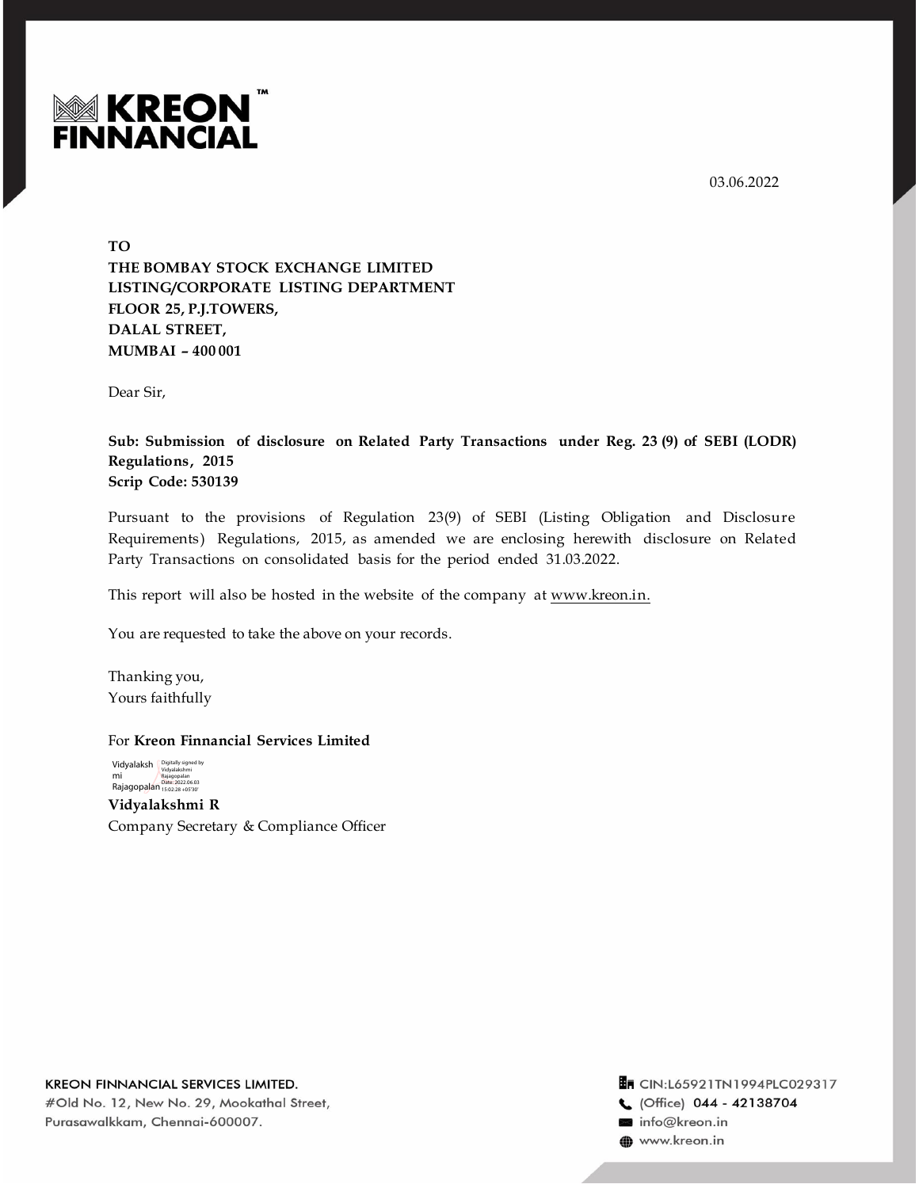**KREON FINNANCIAL**™

03.06.2022

**TO**
**THE BOMBAY STOCK EXCHANGE LIMITED**
**LISTING/CORPORATE LISTING DEPARTMENT**
**FLOOR 25, P.J.TOWERS,**
**DALAL STREET,**
**MUMBAI – 400 001**

Dear Sir,

**Sub: Submission of disclosure on Related Party Transactions under Reg. 23 (9) of SEBI (LODR) Regulations, 2015**
**Scrip Code: 530139**

Pursuant to the provisions of Regulation 23(9) of SEBI (Listing Obligation and Disclosure Requirements) Regulations, 2015, as amended we are enclosing herewith disclosure on Related Party Transactions on consolidated basis for the period ended 31.03.2022.

This report will also be hosted in the website of the company at www.kreon.in.

You are requested to take the above on your records.

Thanking you,
Yours faithfully

For **Kreon Finnancial Services Limited**

Vidyalakshmi Rajagopalan (Digitally signed by Vidyalakshmi Rajagopalan Date: 2022.06.03 15:02:28 +05'30')

**Vidyalakshmi R**
Company Secretary & Compliance Officer

KREON FINNANCIAL SERVICES LIMITED.
#Old No. 12, New No. 29, Mookathal Street,
Purasawalkkam, Chennai-600007.

CIN:L65921TN1994PLC029317
(Office) 044 - 42138704
info@kreon.in
www.kreon.in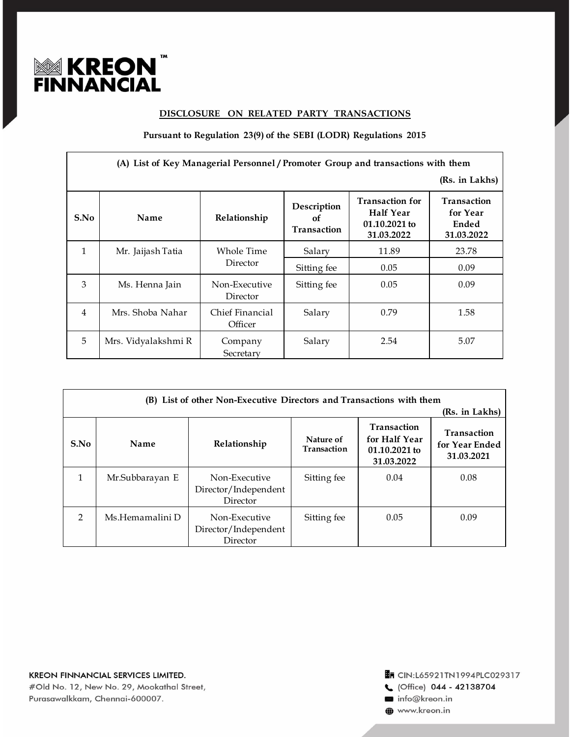**DISCLOSURE ON RELATED PARTY TRANSACTIONS**

**Pursuant to Regulation 23(9) of the SEBI (LODR) Regulations 2015**

**(A) List of Key Managerial Personnel / Promoter Group and transactions with them**

**(Rs. in Lakhs)**

| S.No | Name | Relationship | Description of Transaction | Transaction for Half Year 01.10.2021 to 31.03.2022 | Transaction for Year Ended 31.03.2022 |
|---|---|---|---|---|---|
| 1 | Mr. Jaijash Tatia | Whole Time Director | Salary | 11.89 | 23.78 |
| | | | Sitting fee | 0.05 | 0.09 |
| 3 | Ms. Henna Jain | Non-Executive Director | Sitting fee | 0.05 | 0.09 |
| 4 | Mrs. Shoba Nahar | Chief Financial Officer | Salary | 0.79 | 1.58 |
| 5 | Mrs. Vidyalakshmi R | Company Secretary | Salary | 2.54 | 5.07 |

**(B) List of other Non-Executive Directors and Transactions with them**

**(Rs. in Lakhs)**

| S.No | Name | Relationship | Nature of Transaction | Transaction for Half Year 01.10.2021 to 31.03.2022 | Transaction for Year Ended 31.03.2021 |
|---|---|---|---|---|---|
| 1 | Mr.Subbarayan E | Non-Executive Director/Independent Director | Sitting fee | 0.04 | 0.08 |
| 2 | Ms.Hemamalini D | Non-Executive Director/Independent Director | Sitting fee | 0.05 | 0.09 |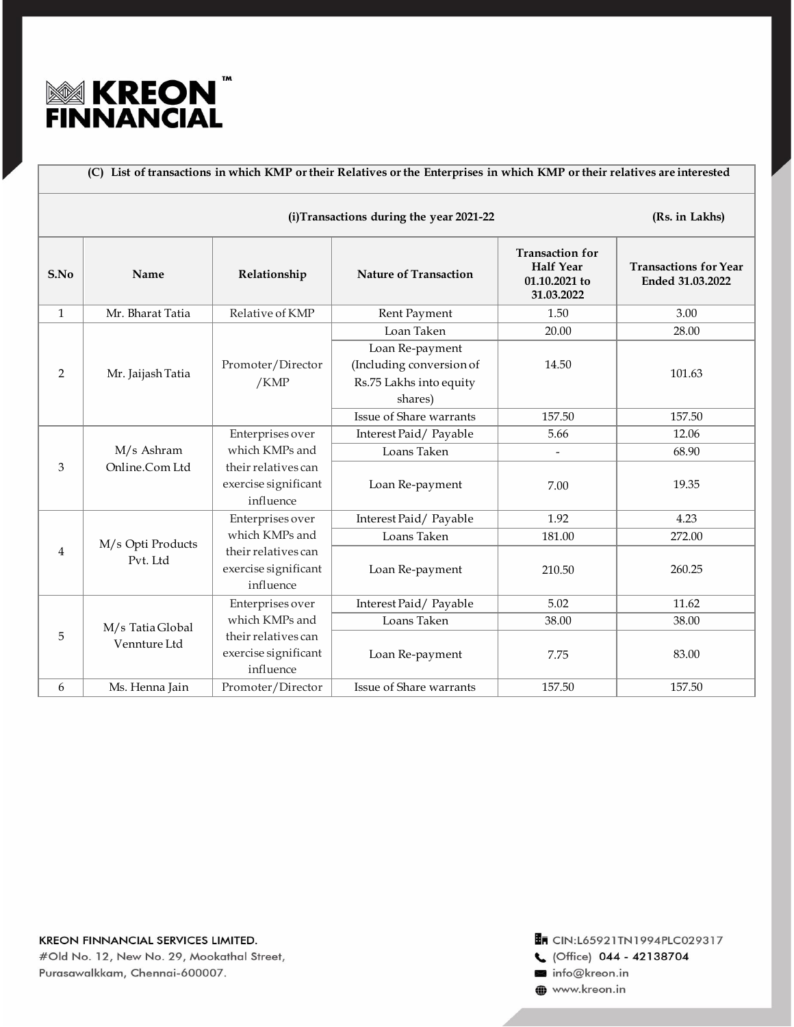**KREON FINNANCIAL**

**(C) List of transactions in which KMP or their Relatives or the Enterprises in which KMP or their relatives are interested**

**(i)Transactions during the year 2021-22** **(Rs. in Lakhs)**

| S.No | Name | Relationship | Nature of Transaction | Transaction for Half Year 01.10.2021 to 31.03.2022 | Transactions for Year Ended 31.03.2022 |
|---|---|---|---|---|---|
| 1 | Mr. Bharat Tatia | Relative of KMP | Rent Payment | 1.50 | 3.00 |
| 2 | Mr. Jaijash Tatia | Promoter/Director /KMP | Loan Taken | 20.00 | 28.00 |
| | | | Loan Re-payment (Including conversion of Rs.75 Lakhs into equity shares) | 14.50 | 101.63 |
| | | | Issue of Share warrants | 157.50 | 157.50 |
| 3 | M/s Ashram Online.Com Ltd | Enterprises over which KMPs and their relatives can exercise significant influence | Interest Paid/ Payable | 5.66 | 12.06 |
| | | | Loans Taken | - | 68.90 |
| | | | Loan Re-payment | 7.00 | 19.35 |
| 4 | M/s Opti Products Pvt. Ltd | Enterprises over which KMPs and their relatives can exercise significant influence | Interest Paid/ Payable | 1.92 | 4.23 |
| | | | Loans Taken | 181.00 | 272.00 |
| | | | Loan Re-payment | 210.50 | 260.25 |
| 5 | M/s Tatia Global Vennture Ltd | Enterprises over which KMPs and their relatives can exercise significant influence | Interest Paid/ Payable | 5.02 | 11.62 |
| | | | Loans Taken | 38.00 | 38.00 |
| | | | Loan Re-payment | 7.75 | 83.00 |
| 6 | Ms. Henna Jain | Promoter/Director | Issue of Share warrants | 157.50 | 157.50 |

KREON FINNANCIAL SERVICES LIMITED.
#Old No. 12, New No. 29, Mookathal Street,
Purasawalkkam, Chennai-600007.

CIN:L65921TN1994PLC029317
(Office) 044 - 42138704
info@kreon.in
www.kreon.in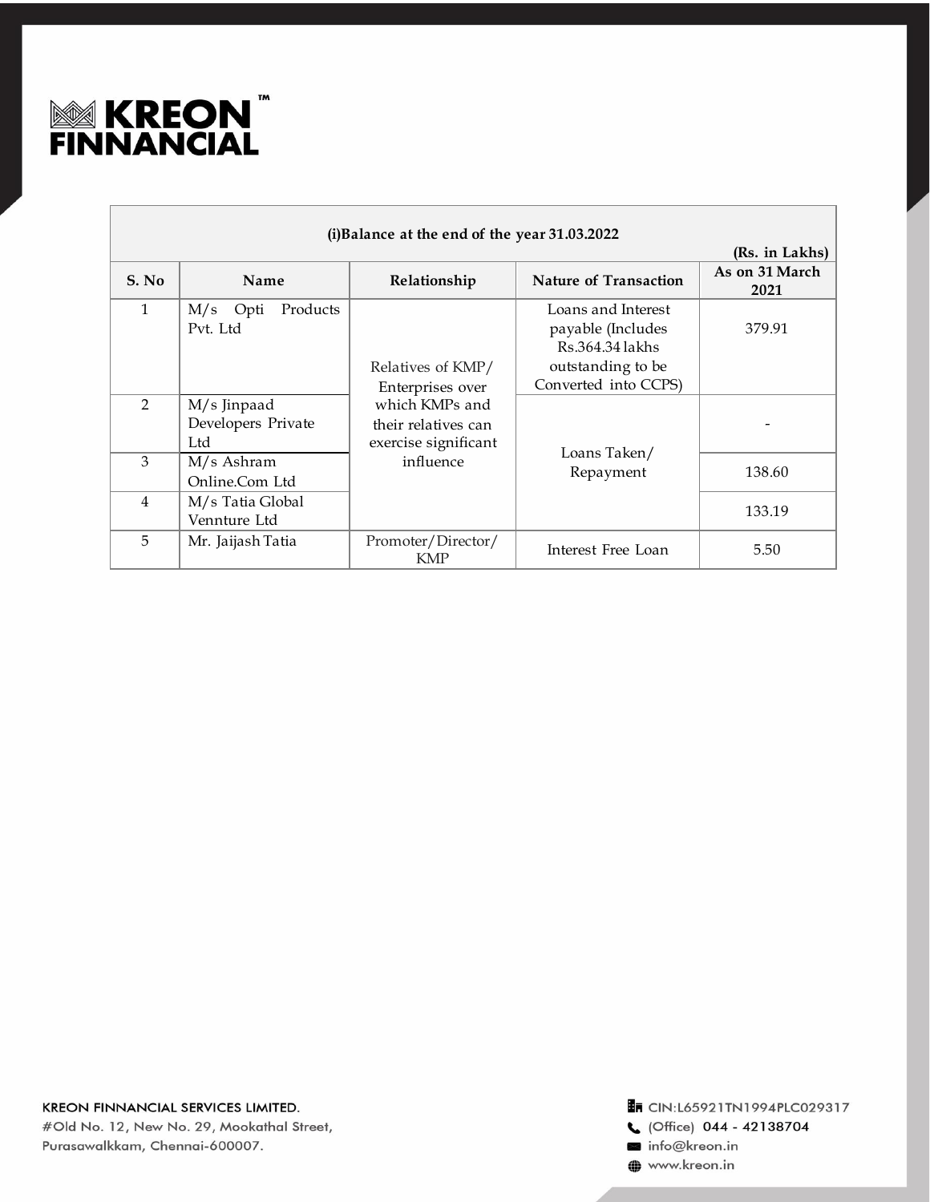(i)Balance at the end of the year 31.03.2022

(Rs. in Lakhs)

| S. No | Name | Relationship | Nature of Transaction | As on 31 March 2021 |
|---|---|---|---|---|
| 1 | M/s Opti Products Pvt. Ltd | Relatives of KMP/ Enterprises over which KMPs and their relatives can exercise significant influence | Loans and Interest payable (Includes Rs.364.34 lakhs outstanding to be Converted into CCPS) | 379.91 |
| 2 | M/s Jinpaad Developers Private Ltd | | Loans Taken/ Repayment | - |
| 3 | M/s Ashram Online.Com Ltd | | | 138.60 |
| 4 | M/s Tatia Global Vennture Ltd | | | 133.19 |
| 5 | Mr. Jaijash Tatia | Promoter/Director/ KMP | Interest Free Loan | 5.50 |